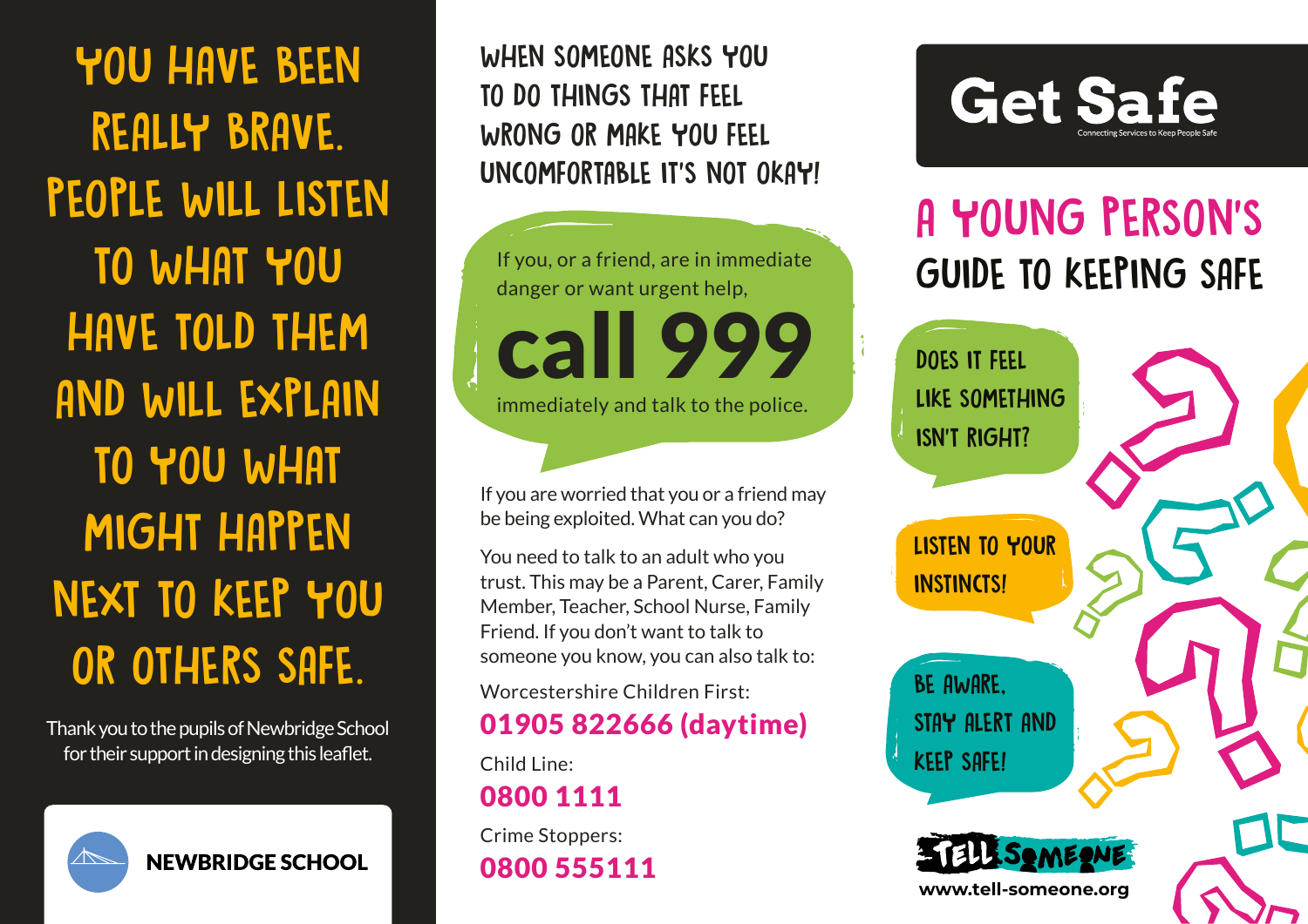YOU HAVE BEEN REALLY BRAVE. PEOPLE WILL LISTEN TO WHAT YOU HAVE TOLD THEM AND WILL EXPLAIN TO YOU WHAT MIGHT HAPPEN NEXT TO KEEP YOU OR OTHERS SAFE.

Thank you to the pupils of Newbridge School for their support in designing this leaflet.

NEWBRIDGE SCHOOL

WHEN SOMEONE ASKS YOU TO DO THINGS THAT FEEL WRONG OR MAKE YOU FEEL UNCOMFORTABLE IT'S NOT OKAY!

If you, or a friend, are in immediate danger or want urgent help,

**call 999**

immediately and talk to the police.

If you are worried that you or a friend may be being exploited. What can you do?

You need to talk to an adult who you trust. This may be a Parent, Carer, Family Member, Teacher, School Nurse, Family Friend. If you don't want to talk to someone you know, you can also talk to:

Worcestershire Children First:

**01905 822666 (daytime)**

Child Line:

**0800 1111**

Crime Stoppers:

**0800 555111**

# Get Safe

Connecting Services to Keep People Safe

## A YOUNG PERSON'S GUIDE TO KEEPING SAFE

DOES IT FEEL LIKE SOMETHING ISN'T RIGHT?

LISTEN TO YOUR INSTINCTS!

BE AWARE, STAY ALERT AND KEEP SAFE!

TELL SOMEONE

www.tell-someone.org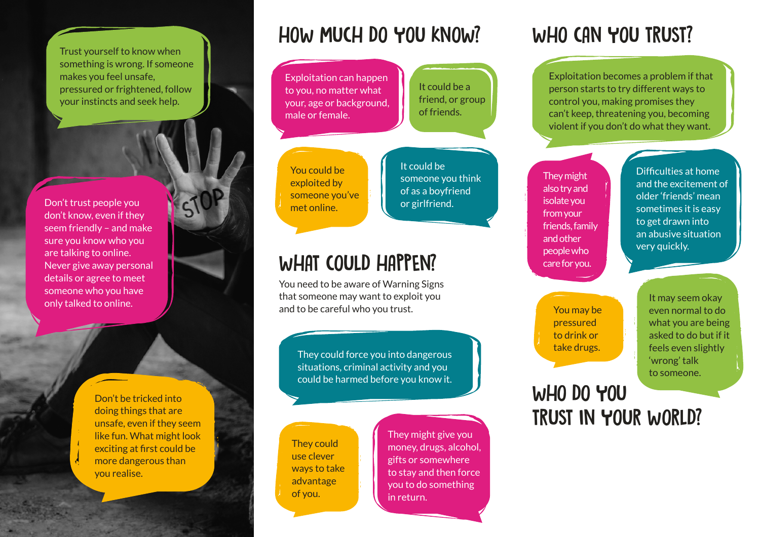Trust yourself to know when something is wrong. If someone makes you feel unsafe, pressured or frightened, follow your instincts and seek help.

Don't trust people you don't know, even if they seem friendly – and make sure you know who you are talking to online. Never give away personal details or agree to meet someone who you have only talked to online.

Don't be tricked into doing things that are unsafe, even if they seem like fun. What might look exciting at first could be more dangerous than you realise.

## HOW MUCH DO YOU KNOW?

Exploitation can happen to you, no matter what your, age or background, male or female.

It could be a friend, or group of friends.

You could be exploited by someone you've met online.

It could be someone you think of as a boyfriend or girlfriend.

## WHAT COULD HAPPEN?

You need to be aware of Warning Signs that someone may want to exploit you and to be careful who you trust.

They could force you into dangerous situations, criminal activity and you could be harmed before you know it.

They could use clever ways to take advantage of you.

They might give you money, drugs, alcohol, gifts or somewhere to stay and then force you to do something in return.

## WHO CAN YOU TRUST?

Exploitation becomes a problem if that person starts to try different ways to control you, making promises they can't keep, threatening you, becoming violent if you don't do what they want.

They might also try and isolate you from your friends, family and other people who care for you.

Difficulties at home and the excitement of older 'friends' mean sometimes it is easy to get drawn into an abusive situation very quickly.

You may be pressured to drink or take drugs.

It may seem okay even normal to do what you are being asked to do but if it feels even slightly 'wrong' talk to someone.

## WHO DO YOU TRUST IN YOUR WORLD?